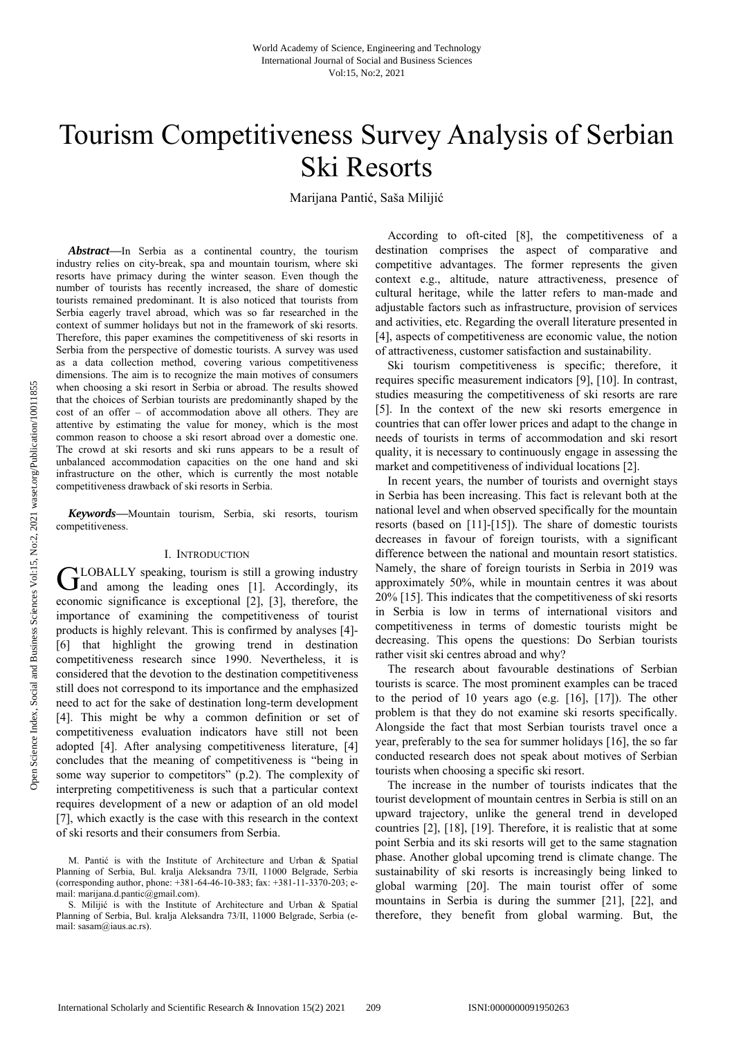# Tourism Competitiveness Survey Analysis of Serbian Ski Resorts

Marijana Pantić, Saša Milijić

***Abstract*—**In Serbia as a continental country, the tourism industry relies on city-break, spa and mountain tourism, where ski resorts have primacy during the winter season. Even though the number of tourists has recently increased, the share of domestic tourists remained predominant. It is also noticed that tourists from Serbia eagerly travel abroad, which was so far researched in the context of summer holidays but not in the framework of ski resorts. Therefore, this paper examines the competitiveness of ski resorts in Serbia from the perspective of domestic tourists. A survey was used as a data collection method, covering various competitiveness dimensions. The aim is to recognize the main motives of consumers when choosing a ski resort in Serbia or abroad. The results showed that the choices of Serbian tourists are predominantly shaped by the cost of an offer – of accommodation above all others. They are attentive by estimating the value for money, which is the most common reason to choose a ski resort abroad over a domestic one. The crowd at ski resorts and ski runs appears to be a result of unbalanced accommodation capacities on the one hand and ski infrastructure on the other, which is currently the most notable competitiveness drawback of ski resorts in Serbia.

***Keywords*—**Mountain tourism, Serbia, ski resorts, tourism competitiveness.

## I. Introduction

Globally speaking, tourism is still a growing industry and among the leading ones [1]. Accordingly, its economic significance is exceptional [2], [3], therefore, the importance of examining the competitiveness of tourist products is highly relevant. This is confirmed by analyses [4]-[6] that highlight the growing trend in destination competitiveness research since 1990. Nevertheless, it is considered that the devotion to the destination competitiveness still does not correspond to its importance and the emphasized need to act for the sake of destination long-term development [4]. This might be why a common definition or set of competitiveness evaluation indicators have still not been adopted [4]. After analysing competitiveness literature, [4] concludes that the meaning of competitiveness is "being in some way superior to competitors" (p.2). The complexity of interpreting competitiveness is such that a particular context requires development of a new or adaption of an old model [7], which exactly is the case with this research in the context of ski resorts and their consumers from Serbia.

M. Pantić is with the Institute of Architecture and Urban & Spatial Planning of Serbia, Bul. kralja Aleksandra 73/II, 11000 Belgrade, Serbia (corresponding author, phone: +381-64-46-10-383; fax: +381-11-3370-203; e-mail: marijana.d.pantic@gmail.com).

S. Milijić is with the Institute of Architecture and Urban & Spatial Planning of Serbia, Bul. kralja Aleksandra 73/II, 11000 Belgrade, Serbia (e-mail: sasam@iaus.ac.rs).

According to oft-cited [8], the competitiveness of a destination comprises the aspect of comparative and competitive advantages. The former represents the given context e.g., altitude, nature attractiveness, presence of cultural heritage, while the latter refers to man-made and adjustable factors such as infrastructure, provision of services and activities, etc. Regarding the overall literature presented in [4], aspects of competitiveness are economic value, the notion of attractiveness, customer satisfaction and sustainability.

Ski tourism competitiveness is specific; therefore, it requires specific measurement indicators [9], [10]. In contrast, studies measuring the competitiveness of ski resorts are rare [5]. In the context of the new ski resorts emergence in countries that can offer lower prices and adapt to the change in needs of tourists in terms of accommodation and ski resort quality, it is necessary to continuously engage in assessing the market and competitiveness of individual locations [2].

In recent years, the number of tourists and overnight stays in Serbia has been increasing. This fact is relevant both at the national level and when observed specifically for the mountain resorts (based on [11]-[15]). The share of domestic tourists decreases in favour of foreign tourists, with a significant difference between the national and mountain resort statistics. Namely, the share of foreign tourists in Serbia in 2019 was approximately 50%, while in mountain centres it was about 20% [15]. This indicates that the competitiveness of ski resorts in Serbia is low in terms of international visitors and competitiveness in terms of domestic tourists might be decreasing. This opens the questions: Do Serbian tourists rather visit ski centres abroad and why?

The research about favourable destinations of Serbian tourists is scarce. The most prominent examples can be traced to the period of 10 years ago (e.g. [16], [17]). The other problem is that they do not examine ski resorts specifically. Alongside the fact that most Serbian tourists travel once a year, preferably to the sea for summer holidays [16], the so far conducted research does not speak about motives of Serbian tourists when choosing a specific ski resort.

The increase in the number of tourists indicates that the tourist development of mountain centres in Serbia is still on an upward trajectory, unlike the general trend in developed countries [2], [18], [19]. Therefore, it is realistic that at some point Serbia and its ski resorts will get to the same stagnation phase. Another global upcoming trend is climate change. The sustainability of ski resorts is increasingly being linked to global warming [20]. The main tourist offer of some mountains in Serbia is during the summer [21], [22], and therefore, they benefit from global warming. But, the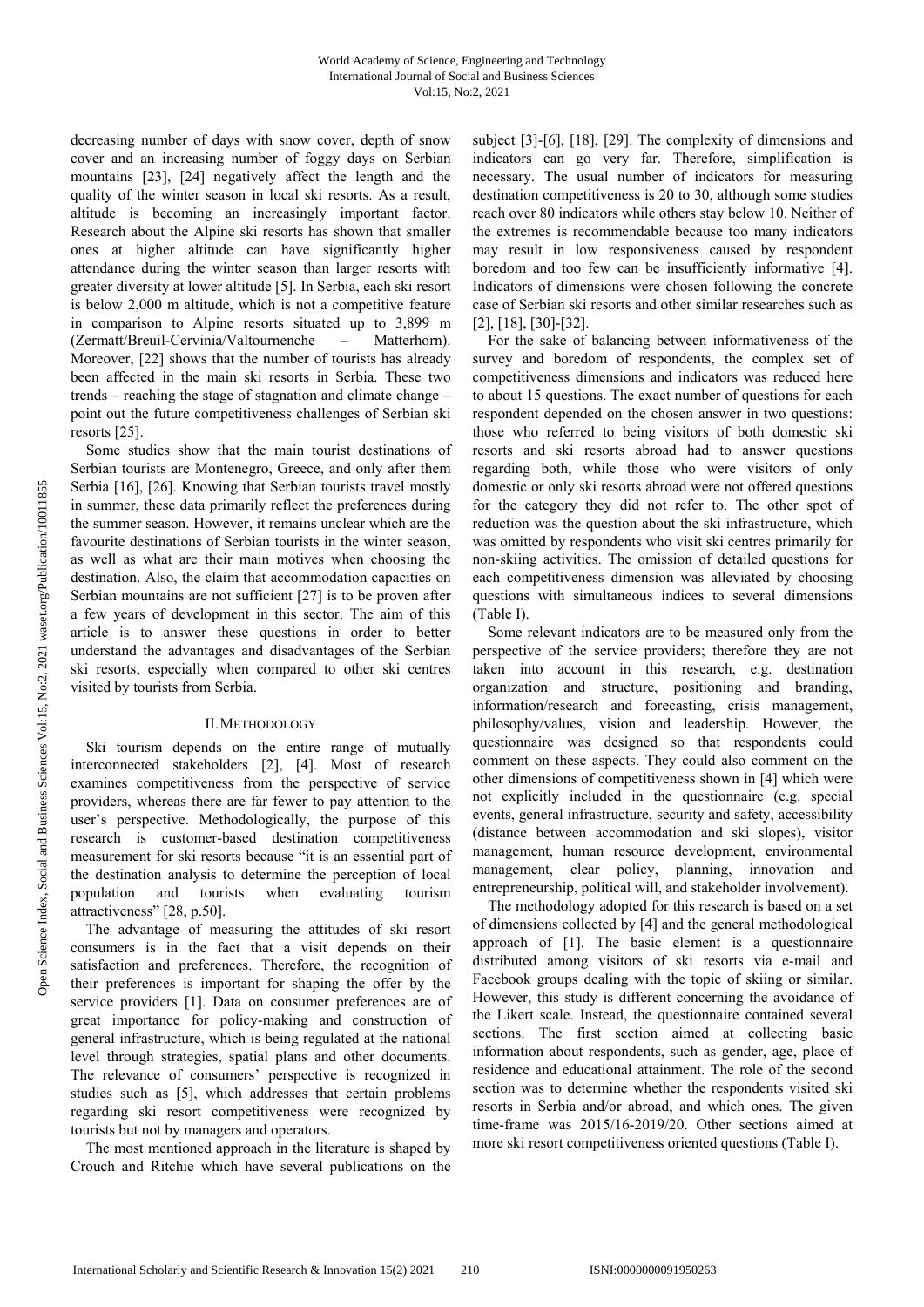decreasing number of days with snow cover, depth of snow cover and an increasing number of foggy days on Serbian mountains [23], [24] negatively affect the length and the quality of the winter season in local ski resorts. As a result, altitude is becoming an increasingly important factor. Research about the Alpine ski resorts has shown that smaller ones at higher altitude can have significantly higher attendance during the winter season than larger resorts with greater diversity at lower altitude [5]. In Serbia, each ski resort is below 2,000 m altitude, which is not a competitive feature in comparison to Alpine resorts situated up to 3,899 m (Zermatt/Breuil-Cervinia/Valtournenche – Matterhorn). Moreover, [22] shows that the number of tourists has already been affected in the main ski resorts in Serbia. These two trends – reaching the stage of stagnation and climate change – point out the future competitiveness challenges of Serbian ski resorts [25].

Some studies show that the main tourist destinations of Serbian tourists are Montenegro, Greece, and only after them Serbia [16], [26]. Knowing that Serbian tourists travel mostly in summer, these data primarily reflect the preferences during the summer season. However, it remains unclear which are the favourite destinations of Serbian tourists in the winter season, as well as what are their main motives when choosing the destination. Also, the claim that accommodation capacities on Serbian mountains are not sufficient [27] is to be proven after a few years of development in this sector. The aim of this article is to answer these questions in order to better understand the advantages and disadvantages of the Serbian ski resorts, especially when compared to other ski centres visited by tourists from Serbia.

## II. Methodology

Ski tourism depends on the entire range of mutually interconnected stakeholders [2], [4]. Most of research examines competitiveness from the perspective of service providers, whereas there are far fewer to pay attention to the user's perspective. Methodologically, the purpose of this research is customer-based destination competitiveness measurement for ski resorts because "it is an essential part of the destination analysis to determine the perception of local population and tourists when evaluating tourism attractiveness" [28, p.50].

The advantage of measuring the attitudes of ski resort consumers is in the fact that a visit depends on their satisfaction and preferences. Therefore, the recognition of their preferences is important for shaping the offer by the service providers [1]. Data on consumer preferences are of great importance for policy-making and construction of general infrastructure, which is being regulated at the national level through strategies, spatial plans and other documents. The relevance of consumers' perspective is recognized in studies such as [5], which addresses that certain problems regarding ski resort competitiveness were recognized by tourists but not by managers and operators.

The most mentioned approach in the literature is shaped by Crouch and Ritchie which have several publications on the subject [3]-[6], [18], [29]. The complexity of dimensions and indicators can go very far. Therefore, simplification is necessary. The usual number of indicators for measuring destination competitiveness is 20 to 30, although some studies reach over 80 indicators while others stay below 10. Neither of the extremes is recommendable because too many indicators may result in low responsiveness caused by respondent boredom and too few can be insufficiently informative [4]. Indicators of dimensions were chosen following the concrete case of Serbian ski resorts and other similar researches such as [2], [18], [30]-[32].

For the sake of balancing between informativeness of the survey and boredom of respondents, the complex set of competitiveness dimensions and indicators was reduced here to about 15 questions. The exact number of questions for each respondent depended on the chosen answer in two questions: those who referred to being visitors of both domestic ski resorts and ski resorts abroad had to answer questions regarding both, while those who were visitors of only domestic or only ski resorts abroad were not offered questions for the category they did not refer to. The other spot of reduction was the question about the ski infrastructure, which was omitted by respondents who visit ski centres primarily for non-skiing activities. The omission of detailed questions for each competitiveness dimension was alleviated by choosing questions with simultaneous indices to several dimensions (Table I).

Some relevant indicators are to be measured only from the perspective of the service providers; therefore they are not taken into account in this research, e.g. destination organization and structure, positioning and branding, information/research and forecasting, crisis management, philosophy/values, vision and leadership. However, the questionnaire was designed so that respondents could comment on these aspects. They could also comment on the other dimensions of competitiveness shown in [4] which were not explicitly included in the questionnaire (e.g. special events, general infrastructure, security and safety, accessibility (distance between accommodation and ski slopes), visitor management, human resource development, environmental management, clear policy, planning, innovation and entrepreneurship, political will, and stakeholder involvement).

The methodology adopted for this research is based on a set of dimensions collected by [4] and the general methodological approach of [1]. The basic element is a questionnaire distributed among visitors of ski resorts via e-mail and Facebook groups dealing with the topic of skiing or similar. However, this study is different concerning the avoidance of the Likert scale. Instead, the questionnaire contained several sections. The first section aimed at collecting basic information about respondents, such as gender, age, place of residence and educational attainment. The role of the second section was to determine whether the respondents visited ski resorts in Serbia and/or abroad, and which ones. The given time-frame was 2015/16-2019/20. Other sections aimed at more ski resort competitiveness oriented questions (Table I).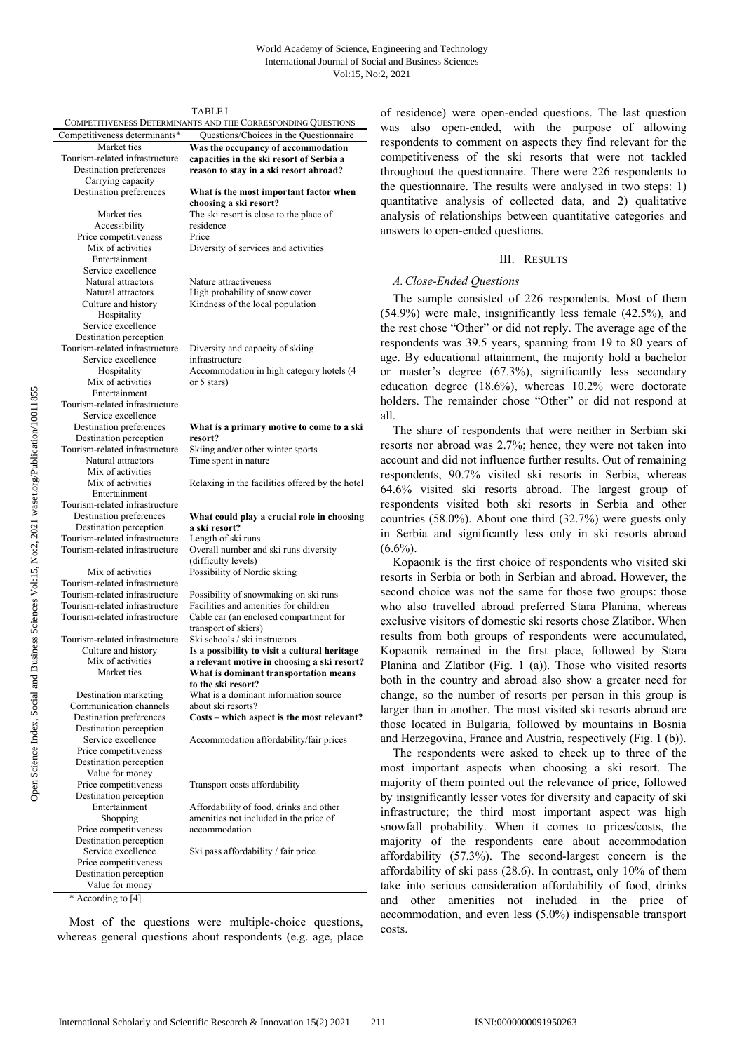TABLE I

COMPETITIVENESS DETERMINANTS AND THE CORRESPONDING QUESTIONS

| Competitiveness determinants* | Questions/Choices in the Questionnaire |
|---|---|
| Market ties<br>Tourism-related infrastructure<br>Destination preferences<br>Carrying capacity | **Was the occupancy of accommodation capacities in the ski resort of Serbia a reason to stay in a ski resort abroad?** |
| Destination preferences | **What is the most important factor when choosing a ski resort?** |
| Market ties<br>Accessibility | The ski resort is close to the place of residence |
| Price competitiveness | Price |
| Mix of activities<br>Entertainment<br>Service excellence | Diversity of services and activities |
| Natural attractors | Nature attractiveness |
| Natural attractors | High probability of snow cover |
| Culture and history<br>Hospitality<br>Service excellence<br>Destination perception | Kindness of the local population |
| Tourism-related infrastructure<br>Service excellence | Diversity and capacity of skiing infrastructure |
| Hospitality<br>Mix of activities<br>Entertainment<br>Tourism-related infrastructure<br>Service excellence | Accommodation in high category hotels (4 or 5 stars) |
| Destination preferences<br>Destination perception | **What is a primary motive to come to a ski resort?** |
| Tourism-related infrastructure | Skiing and/or other winter sports |
| Natural attractors<br>Mix of activities | Time spent in nature |
| Mix of activities<br>Entertainment<br>Tourism-related infrastructure | Relaxing in the facilities offered by the hotel |
| Destination preferences<br>Destination perception | **What could play a crucial role in choosing a ski resort?** |
| Tourism-related infrastructure | Length of ski runs |
| Tourism-related infrastructure | Overall number and ski runs diversity (difficulty levels) |
| Mix of activities<br>Tourism-related infrastructure | Possibility of Nordic skiing |
| Tourism-related infrastructure | Possibility of snowmaking on ski runs |
| Tourism-related infrastructure | Facilities and amenities for children |
| Tourism-related infrastructure | Cable car (an enclosed compartment for transport of skiers) |
| Tourism-related infrastructure | Ski schools / ski instructors |
| Culture and history<br>Mix of activities | **Is a possibility to visit a cultural heritage a relevant motive in choosing a ski resort?** |
| Market ties | **What is dominant transportation means to the ski resort?** |
| Destination marketing<br>Communication channels | What is a dominant information source about ski resorts? |
| Destination preferences<br>Destination perception | **Costs – which aspect is the most relevant?** |
| Service excellence<br>Price competitiveness<br>Destination perception<br>Value for money | Accommodation affordability/fair prices |
| Price competitiveness<br>Destination perception | Transport costs affordability |
| Entertainment<br>Shopping<br>Price competitiveness<br>Destination perception | Affordability of food, drinks and other amenities not included in the price of accommodation |
| Service excellence<br>Price competitiveness<br>Destination perception<br>Value for money | Ski pass affordability / fair price |

\* According to [4]

Most of the questions were multiple-choice questions, whereas general questions about respondents (e.g. age, place of residence) were open-ended questions. The last question was also open-ended, with the purpose of allowing respondents to comment on aspects they find relevant for the competitiveness of the ski resorts that were not tackled throughout the questionnaire. There were 226 respondents to the questionnaire. The results were analysed in two steps: 1) quantitative analysis of collected data, and 2) qualitative analysis of relationships between quantitative categories and answers to open-ended questions.

## III. RESULTS

### A. Close-Ended Questions

The sample consisted of 226 respondents. Most of them (54.9%) were male, insignificantly less female (42.5%), and the rest chose "Other" or did not reply. The average age of the respondents was 39.5 years, spanning from 19 to 80 years of age. By educational attainment, the majority hold a bachelor or master's degree (67.3%), significantly less secondary education degree (18.6%), whereas 10.2% were doctorate holders. The remainder chose "Other" or did not respond at all.

The share of respondents that were neither in Serbian ski resorts nor abroad was 2.7%; hence, they were not taken into account and did not influence further results. Out of remaining respondents, 90.7% visited ski resorts in Serbia, whereas 64.6% visited ski resorts abroad. The largest group of respondents visited both ski resorts in Serbia and other countries (58.0%). About one third (32.7%) were guests only in Serbia and significantly less only in ski resorts abroad (6.6%).

Kopaonik is the first choice of respondents who visited ski resorts in Serbia or both in Serbian and abroad. However, the second choice was not the same for those two groups: those who also travelled abroad preferred Stara Planina, whereas exclusive visitors of domestic ski resorts chose Zlatibor. When results from both groups of respondents were accumulated, Kopaonik remained in the first place, followed by Stara Planina and Zlatibor (Fig. 1 (a)). Those who visited resorts both in the country and abroad also show a greater need for change, so the number of resorts per person in this group is larger than in another. The most visited ski resorts abroad are those located in Bulgaria, followed by mountains in Bosnia and Herzegovina, France and Austria, respectively (Fig. 1 (b)).

The respondents were asked to check up to three of the most important aspects when choosing a ski resort. The majority of them pointed out the relevance of price, followed by insignificantly lesser votes for diversity and capacity of ski infrastructure; the third most important aspect was high snowfall probability. When it comes to prices/costs, the majority of the respondents care about accommodation affordability (57.3%). The second-largest concern is the affordability of ski pass (28.6). In contrast, only 10% of them take into serious consideration affordability of food, drinks and other amenities not included in the price of accommodation, and even less (5.0%) indispensable transport costs.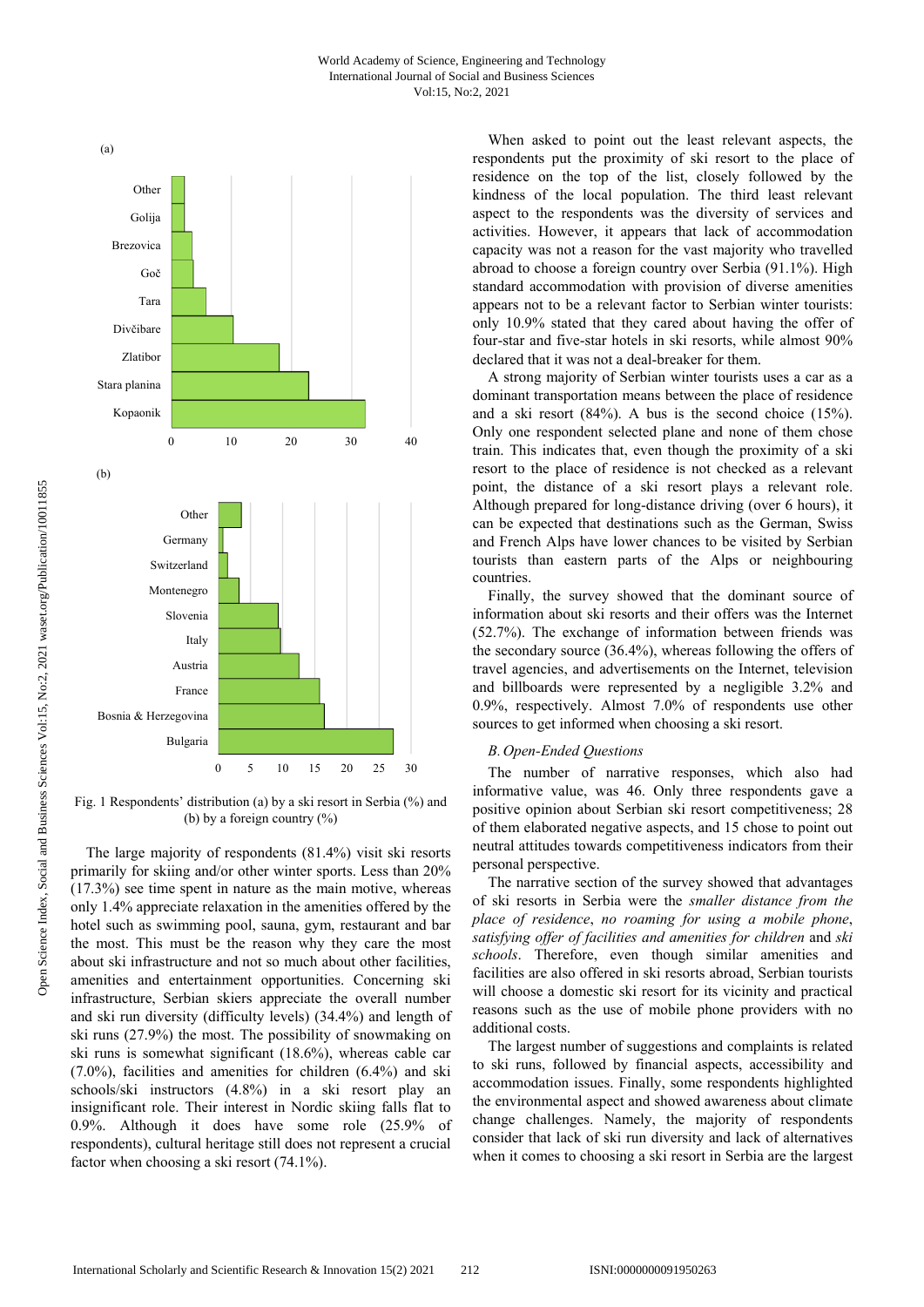Fig. 1 Respondents' distribution (a) by a ski resort in Serbia (%) and (b) by a foreign country (%)

The large majority of respondents (81.4%) visit ski resorts primarily for skiing and/or other winter sports. Less than 20% (17.3%) see time spent in nature as the main motive, whereas only 1.4% appreciate relaxation in the amenities offered by the hotel such as swimming pool, sauna, gym, restaurant and bar the most. This must be the reason why they care the most about ski infrastructure and not so much about other facilities, amenities and entertainment opportunities. Concerning ski infrastructure, Serbian skiers appreciate the overall number and ski run diversity (difficulty levels) (34.4%) and length of ski runs (27.9%) the most. The possibility of snowmaking on ski runs is somewhat significant (18.6%), whereas cable car (7.0%), facilities and amenities for children (6.4%) and ski schools/ski instructors (4.8%) in a ski resort play an insignificant role. Their interest in Nordic skiing falls flat to 0.9%. Although it does have some role (25.9% of respondents), cultural heritage still does not represent a crucial factor when choosing a ski resort (74.1%).

When asked to point out the least relevant aspects, the respondents put the proximity of ski resort to the place of residence on the top of the list, closely followed by the kindness of the local population. The third least relevant aspect to the respondents was the diversity of services and activities. However, it appears that lack of accommodation capacity was not a reason for the vast majority who travelled abroad to choose a foreign country over Serbia (91.1%). High standard accommodation with provision of diverse amenities appears not to be a relevant factor to Serbian winter tourists: only 10.9% stated that they cared about having the offer of four-star and five-star hotels in ski resorts, while almost 90% declared that it was not a deal-breaker for them.

A strong majority of Serbian winter tourists uses a car as a dominant transportation means between the place of residence and a ski resort (84%). A bus is the second choice (15%). Only one respondent selected plane and none of them chose train. This indicates that, even though the proximity of a ski resort to the place of residence is not checked as a relevant point, the distance of a ski resort plays a relevant role. Although prepared for long-distance driving (over 6 hours), it can be expected that destinations such as the German, Swiss and French Alps have lower chances to be visited by Serbian tourists than eastern parts of the Alps or neighbouring countries.

Finally, the survey showed that the dominant source of information about ski resorts and their offers was the Internet (52.7%). The exchange of information between friends was the secondary source (36.4%), whereas following the offers of travel agencies, and advertisements on the Internet, television and billboards were represented by a negligible 3.2% and 0.9%, respectively. Almost 7.0% of respondents use other sources to get informed when choosing a ski resort.

### B. Open-Ended Questions

The number of narrative responses, which also had informative value, was 46. Only three respondents gave a positive opinion about Serbian ski resort competitiveness; 28 of them elaborated negative aspects, and 15 chose to point out neutral attitudes towards competitiveness indicators from their personal perspective.

The narrative section of the survey showed that advantages of ski resorts in Serbia were the *smaller distance from the place of residence*, *no roaming for using a mobile phone*, *satisfying offer of facilities and amenities for children* and *ski schools*. Therefore, even though similar amenities and facilities are also offered in ski resorts abroad, Serbian tourists will choose a domestic ski resort for its vicinity and practical reasons such as the use of mobile phone providers with no additional costs.

The largest number of suggestions and complaints is related to ski runs, followed by financial aspects, accessibility and accommodation issues. Finally, some respondents highlighted the environmental aspect and showed awareness about climate change challenges. Namely, the majority of respondents consider that lack of ski run diversity and lack of alternatives when it comes to choosing a ski resort in Serbia are the largest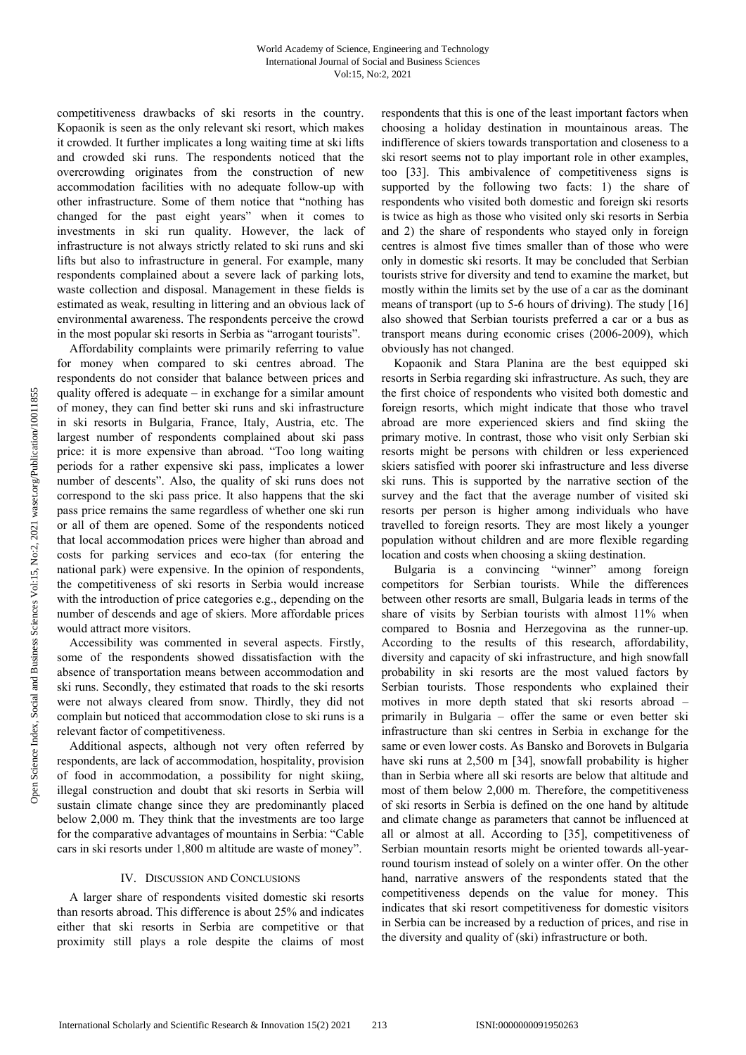competitiveness drawbacks of ski resorts in the country. Kopaonik is seen as the only relevant ski resort, which makes it crowded. It further implicates a long waiting time at ski lifts and crowded ski runs. The respondents noticed that the overcrowding originates from the construction of new accommodation facilities with no adequate follow-up with other infrastructure. Some of them notice that "nothing has changed for the past eight years" when it comes to investments in ski run quality. However, the lack of infrastructure is not always strictly related to ski runs and ski lifts but also to infrastructure in general. For example, many respondents complained about a severe lack of parking lots, waste collection and disposal. Management in these fields is estimated as weak, resulting in littering and an obvious lack of environmental awareness. The respondents perceive the crowd in the most popular ski resorts in Serbia as "arrogant tourists".

Affordability complaints were primarily referring to value for money when compared to ski centres abroad. The respondents do not consider that balance between prices and quality offered is adequate – in exchange for a similar amount of money, they can find better ski runs and ski infrastructure in ski resorts in Bulgaria, France, Italy, Austria, etc. The largest number of respondents complained about ski pass price: it is more expensive than abroad. "Too long waiting periods for a rather expensive ski pass, implicates a lower number of descents". Also, the quality of ski runs does not correspond to the ski pass price. It also happens that the ski pass price remains the same regardless of whether one ski run or all of them are opened. Some of the respondents noticed that local accommodation prices were higher than abroad and costs for parking services and eco-tax (for entering the national park) were expensive. In the opinion of respondents, the competitiveness of ski resorts in Serbia would increase with the introduction of price categories e.g., depending on the number of descends and age of skiers. More affordable prices would attract more visitors.

Accessibility was commented in several aspects. Firstly, some of the respondents showed dissatisfaction with the absence of transportation means between accommodation and ski runs. Secondly, they estimated that roads to the ski resorts were not always cleared from snow. Thirdly, they did not complain but noticed that accommodation close to ski runs is a relevant factor of competitiveness.

Additional aspects, although not very often referred by respondents, are lack of accommodation, hospitality, provision of food in accommodation, a possibility for night skiing, illegal construction and doubt that ski resorts in Serbia will sustain climate change since they are predominantly placed below 2,000 m. They think that the investments are too large for the comparative advantages of mountains in Serbia: "Cable cars in ski resorts under 1,800 m altitude are waste of money".

## IV. Discussion and Conclusions

A larger share of respondents visited domestic ski resorts than resorts abroad. This difference is about 25% and indicates either that ski resorts in Serbia are competitive or that proximity still plays a role despite the claims of most respondents that this is one of the least important factors when choosing a holiday destination in mountainous areas. The indifference of skiers towards transportation and closeness to a ski resort seems not to play important role in other examples, too [33]. This ambivalence of competitiveness signs is supported by the following two facts: 1) the share of respondents who visited both domestic and foreign ski resorts is twice as high as those who visited only ski resorts in Serbia and 2) the share of respondents who stayed only in foreign centres is almost five times smaller than of those who were only in domestic ski resorts. It may be concluded that Serbian tourists strive for diversity and tend to examine the market, but mostly within the limits set by the use of a car as the dominant means of transport (up to 5-6 hours of driving). The study [16] also showed that Serbian tourists preferred a car or a bus as transport means during economic crises (2006-2009), which obviously has not changed.

Kopaonik and Stara Planina are the best equipped ski resorts in Serbia regarding ski infrastructure. As such, they are the first choice of respondents who visited both domestic and foreign resorts, which might indicate that those who travel abroad are more experienced skiers and find skiing the primary motive. In contrast, those who visit only Serbian ski resorts might be persons with children or less experienced skiers satisfied with poorer ski infrastructure and less diverse ski runs. This is supported by the narrative section of the survey and the fact that the average number of visited ski resorts per person is higher among individuals who have travelled to foreign resorts. They are most likely a younger population without children and are more flexible regarding location and costs when choosing a skiing destination.

Bulgaria is a convincing "winner" among foreign competitors for Serbian tourists. While the differences between other resorts are small, Bulgaria leads in terms of the share of visits by Serbian tourists with almost 11% when compared to Bosnia and Herzegovina as the runner-up. According to the results of this research, affordability, diversity and capacity of ski infrastructure, and high snowfall probability in ski resorts are the most valued factors by Serbian tourists. Those respondents who explained their motives in more depth stated that ski resorts abroad – primarily in Bulgaria – offer the same or even better ski infrastructure than ski centres in Serbia in exchange for the same or even lower costs. As Bansko and Borovets in Bulgaria have ski runs at 2,500 m [34], snowfall probability is higher than in Serbia where all ski resorts are below that altitude and most of them below 2,000 m. Therefore, the competitiveness of ski resorts in Serbia is defined on the one hand by altitude and climate change as parameters that cannot be influenced at all or almost at all. According to [35], competitiveness of Serbian mountain resorts might be oriented towards all-year-round tourism instead of solely on a winter offer. On the other hand, narrative answers of the respondents stated that the competitiveness depends on the value for money. This indicates that ski resort competitiveness for domestic visitors in Serbia can be increased by a reduction of prices, and rise in the diversity and quality of (ski) infrastructure or both.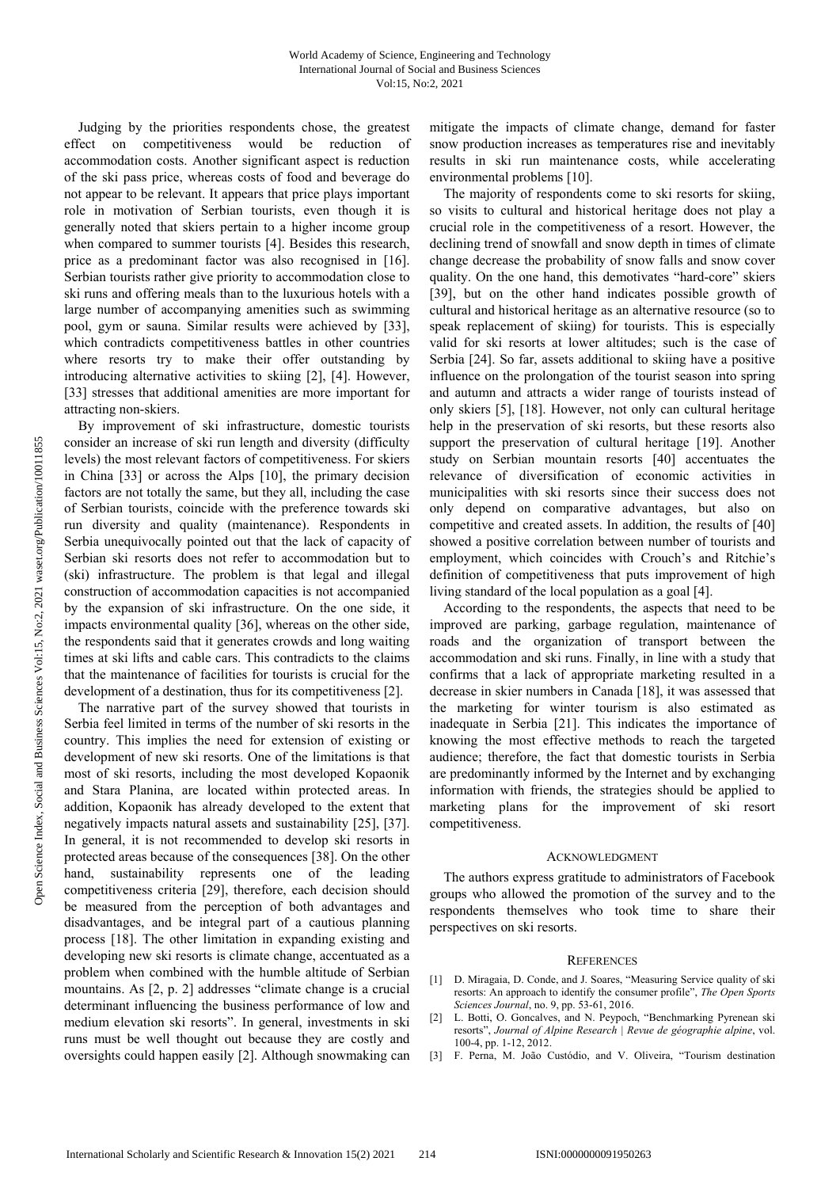Judging by the priorities respondents chose, the greatest effect on competitiveness would be reduction of accommodation costs. Another significant aspect is reduction of the ski pass price, whereas costs of food and beverage do not appear to be relevant. It appears that price plays important role in motivation of Serbian tourists, even though it is generally noted that skiers pertain to a higher income group when compared to summer tourists [4]. Besides this research, price as a predominant factor was also recognised in [16]. Serbian tourists rather give priority to accommodation close to ski runs and offering meals than to the luxurious hotels with a large number of accompanying amenities such as swimming pool, gym or sauna. Similar results were achieved by [33], which contradicts competitiveness battles in other countries where resorts try to make their offer outstanding by introducing alternative activities to skiing [2], [4]. However, [33] stresses that additional amenities are more important for attracting non-skiers.

By improvement of ski infrastructure, domestic tourists consider an increase of ski run length and diversity (difficulty levels) the most relevant factors of competitiveness. For skiers in China [33] or across the Alps [10], the primary decision factors are not totally the same, but they all, including the case of Serbian tourists, coincide with the preference towards ski run diversity and quality (maintenance). Respondents in Serbia unequivocally pointed out that the lack of capacity of Serbian ski resorts does not refer to accommodation but to (ski) infrastructure. The problem is that legal and illegal construction of accommodation capacities is not accompanied by the expansion of ski infrastructure. On the one side, it impacts environmental quality [36], whereas on the other side, the respondents said that it generates crowds and long waiting times at ski lifts and cable cars. This contradicts to the claims that the maintenance of facilities for tourists is crucial for the development of a destination, thus for its competitiveness [2].

The narrative part of the survey showed that tourists in Serbia feel limited in terms of the number of ski resorts in the country. This implies the need for extension of existing or development of new ski resorts. One of the limitations is that most of ski resorts, including the most developed Kopaonik and Stara Planina, are located within protected areas. In addition, Kopaonik has already developed to the extent that negatively impacts natural assets and sustainability [25], [37]. In general, it is not recommended to develop ski resorts in protected areas because of the consequences [38]. On the other hand, sustainability represents one of the leading competitiveness criteria [29], therefore, each decision should be measured from the perception of both advantages and disadvantages, and be integral part of a cautious planning process [18]. The other limitation in expanding existing and developing new ski resorts is climate change, accentuated as a problem when combined with the humble altitude of Serbian mountains. As [2, p. 2] addresses "climate change is a crucial determinant influencing the business performance of low and medium elevation ski resorts". In general, investments in ski runs must be well thought out because they are costly and oversights could happen easily [2]. Although snowmaking can mitigate the impacts of climate change, demand for faster snow production increases as temperatures rise and inevitably results in ski run maintenance costs, while accelerating environmental problems [10].

The majority of respondents come to ski resorts for skiing, so visits to cultural and historical heritage does not play a crucial role in the competitiveness of a resort. However, the declining trend of snowfall and snow depth in times of climate change decrease the probability of snow falls and snow cover quality. On the one hand, this demotivates "hard-core" skiers [39], but on the other hand indicates possible growth of cultural and historical heritage as an alternative resource (so to speak replacement of skiing) for tourists. This is especially valid for ski resorts at lower altitudes; such is the case of Serbia [24]. So far, assets additional to skiing have a positive influence on the prolongation of the tourist season into spring and autumn and attracts a wider range of tourists instead of only skiers [5], [18]. However, not only can cultural heritage help in the preservation of ski resorts, but these resorts also support the preservation of cultural heritage [19]. Another study on Serbian mountain resorts [40] accentuates the relevance of diversification of economic activities in municipalities with ski resorts since their success does not only depend on comparative advantages, but also on competitive and created assets. In addition, the results of [40] showed a positive correlation between number of tourists and employment, which coincides with Crouch's and Ritchie's definition of competitiveness that puts improvement of high living standard of the local population as a goal [4].

According to the respondents, the aspects that need to be improved are parking, garbage regulation, maintenance of roads and the organization of transport between the accommodation and ski runs. Finally, in line with a study that confirms that a lack of appropriate marketing resulted in a decrease in skier numbers in Canada [18], it was assessed that the marketing for winter tourism is also estimated as inadequate in Serbia [21]. This indicates the importance of knowing the most effective methods to reach the targeted audience; therefore, the fact that domestic tourists in Serbia are predominantly informed by the Internet and by exchanging information with friends, the strategies should be applied to marketing plans for the improvement of ski resort competitiveness.

## Acknowledgment

The authors express gratitude to administrators of Facebook groups who allowed the promotion of the survey and to the respondents themselves who took time to share their perspectives on ski resorts.

## References

[1] D. Miragaia, C. Conde, and J. Soares, "Measuring Service quality of ski resorts: An approach to identify the consumer profile", *The Open Sports Sciences Journal*, no. 9, pp. 53-61, 2016.

[2] L. Botti, O. Goncalves, and N. Peypoch, "Benchmarking Pyrenean ski resorts", *Journal of Alpine Research | Revue de géographie alpine*, vol. 100-4, pp. 1-12, 2012.

[3] F. Perna, M. João Custódio, and V. Oliveira, "Tourism destination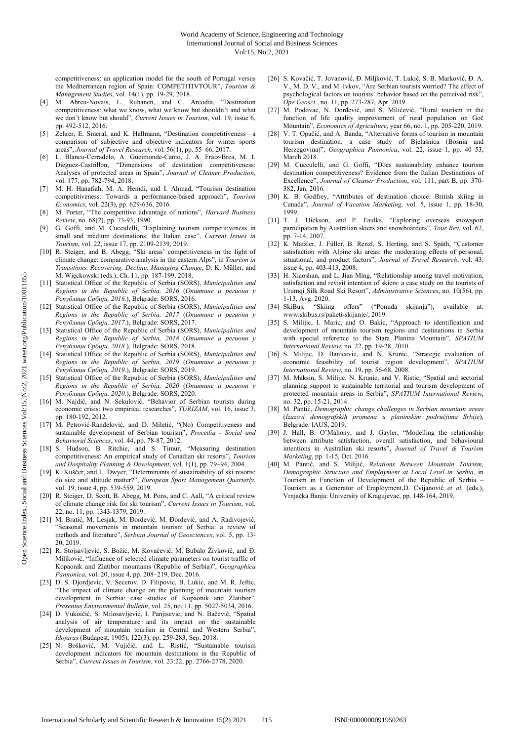competitiveness: an application model for the south of Portugal versus the Mediterranean region of Spain: COMPETITIVTOUR", *Tourism & Management Studies*, vol. 14(1), pp. 19-29, 2018.

[4] M. Abreu-Novais, L. Ruhanen, and C. Arcodia, "Destination competitiveness: what we know, what we know but shouldn't and what we don't know but should", *Current Issues in Tourism*, vol. 19, issue 6, pp. 492-512, 2016.

[5] Zehrer, E. Smeral, and K. Hallmann, "Destination competitiveness—a comparison of subjective and objective indicators for winter sports areas", *Journal of Travel Research*, vol. 56(1), pp. 55–66, 2017.

[6] L. Blanco-Cerradelo, A. Gueimonde-Canto, J. A. Fraiz-Brea, M. I. Dieguez-Castrillon, "Dimensions of destination competitiveness: Analyses of protected areas in Spain", *Journal of Cleaner Production*, vol. 177, pp. 782-794, 2018.

[7] M. H. Hanafiah, M. A. Hemdi, and I. Ahmad, "Tourism destination competitiveness: Towards a performance-based approach", *Tourism Economics*, vol. 22(3), pp. 629-636, 2016.

[8] M. Porter, "The competitive advantage of nations", *Harvard Business Review*, no. 68(2), pp. 73-93, 1990.

[9] G. Goffi, and M. Cucculelli, "Explaining tourism competitiveness in small and medium destinations: the Italian case", *Current Issues in Tourism*, vol. 22, issue 17, pp. 2109-2139, 2019.

[10] R. Steiger, and B. Abegg, "Ski areas' competitiveness in the light of climate change: comparative analysis in the eastern Alps", in *Tourism in Transitions. Recovering, Decline, Managing Change*, D. K. Müller, and M. Więckowski (eds.), Ch. 11, pp. 187-199, 2018.

[11] Statistical Office of the Republic of Serbia (SORS), *Municipalities and Regions in the Republic of Serbia, 2016* (*Општине и региони у Републици Србији, 2016.*), Belgrade: SORS, 2016.

[12] Statistical Office of the Republic of Serbia (SORS), *Municipalities and Regions in the Republic of Serbia, 2017* (*Општине и региони у Републици Србији, 2017.*), Belgrade: SORS, 2017.

[13] Statistical Office of the Republic of Serbia (SORS), *Municipalities and Regions in the Republic of Serbia, 2018* (*Општине и региони у Републици Србији, 2018.*), Belgrade: SORS, 2018.

[14] Statistical Office of the Republic of Serbia (SORS), *Municipalities and Regions in the Republic of Serbia, 2019* (*Општине и региони у Републици Србији, 2019.*), Belgrade: SORS, 2019.

[15] Statistical Office of the Republic of Serbia (SORS), *Municipalities and Regions in the Republic of Serbia, 2020* (*Општине и региони у Републици Србији, 2020.*), Belgrade: SORS, 2020.

[16] M. Najdić, and N. Sekulović, "Behavior of Serbian tourists during economic crisis: two empirical researches", *TURIZAM*, vol. 16, issue 3, pp. 180-192, 2012.

[17] M. Petrović-Ranđelović, and D. Miletić, "(No) Competitiveness and sustainable development of Serbian tourism", *Procedia - Social and Behavioral Sciences*, vol. 44, pp. 78-87, 2012.

[18] S. Hudson, B. Ritchie, and S. Timur, "Measuring destination competitiveness: An empirical study of Canadian ski resorts", *Tourism and Hospitality Planning & Development*, vol. 1(1), pp. 79–94, 2004.

[19] K. Kuščer, and L. Dwyer, "Determinants of sustainability of ski resorts: do size and altitude matter?", *European Sport Management Quarterly*, vol. 19, issue 4, pp. 539-559, 2019.

[20] R. Steiger, D. Scott, B. Abegg, M. Pons, and C. Aall, "A critical review of climate change risk for ski tourism", *Current Issues in Tourism*, vol. 22, no. 11, pp. 1343-1379, 2019.

[21] M. Bratić, M. Lesjak, M. Đorđević, M. Đorđević, and A. Radivojević, "Seasonal movements in mountain tourism of Serbia: a review of methods and literature", *Serbian Journal of Geosciences*, vol. 5, pp. 13-20, 2019.

[22] R. Stojsavljević, S. Božić, M. Kovačević, M. Bubalo Živković, and Đ. Miljković, "Influence of selected climate parameters on tourist traffic of Kopaonik and Zlatibor mountains (Republic of Serbia)", *Geographica Pannonica*, vol. 20, issue 4, pp. 208–219, Dec. 2016.

[23] D. S. Djordjevic, V. Secerov, D. Filipovic, B. Lukic, and M. R. Jeftic, "The impact of climate change on the planning of mountain tourism development in Serbia: case studies of Kopaonik and Zlatibor", *Fresenius Environmental Bulletin*, vol. 25, no. 11, pp. 5027-5034, 2016.

[24] D. Vukoičić, S. Milosavljević, I. Panjisevic, and N. Bačević, "Spatial analysis of air temperature and its impact on the sustainable development of mountain tourism in Central and Western Serbia", *Idojaras* (Budapest, 1905), 122(3), pp. 259-283, Sep. 2018.

[25] N. Bošković, M. Vujičić, and L. Ristić, "Sustainable tourism development indicators for mountain destinations in the Republic of Serbia", *Current Issues in Tourism*, vol. 23:22, pp. 2766-2778, 2020.

[26] S. Kovačić, T. Jovanović, Đ. Miljković, T. Lukić, S. B. Marković, Đ. A. V., M. D. V., and M. Ivkov, "Are Serbian tourists worried? The effect of psychological factors on tourists' behavior based on the perceived risk", *Ope Geosci.*, no. 11, pp. 273-287, Apr. 2019.

[27] M. Podovac, N. Đorđević, and S. Milićević, "Rural tourism in the function of life quality improvement of rural population on Goč Mountain", *Economics of Agriculture*, year 66, no. 1, pp. 205-220, 2019.

[28] V. T. Opačić, and A. Banda, "Alternative forms of tourism in mountain tourism destination: a case study of Bjelašnica (Bosnia and Herzegovina)", *Geographica Pannonica*, vol. 22, issue 1, pp. 40–53, March 2018.

[29] M. Cucculelli, and G. Goffi, "Does sustainability enhance tourism destination competitiveness? Evidence from the Italian Destinations of Excellence", *Journal of Cleaner Production*, vol. 111, part B, pp. 370-382, Jan. 2016.

[30] K. B. Godfrey, "Attributes of destination choice: British skiing in Canada", *Journal of Vacation Marketing,* vol. 5, issue 1, pp. 18-30, 1999.

[31] T. J. Dickson, and P. Faulks, "Exploring overseas snowsport participation by Australian skiers and snowboarders", *Tour Rev*, vol. 62, pp. 7-14, 2007.

[32] K. Matzler, J. Füller, B. Renzl, S. Herting, and S. Späth, "Customer satisfaction with Alpine ski areas: the moderating effects of personal, situational, and product factors", *Journal of Travel Research*, vol. 43, issue 4, pp. 403-413, 2008.

[33] H. Xiaoshan, and L. Jian Ming, "Relationship among travel motivation, satisfaction and revisit intention of skiers: a case study on the tourists of Urumqi Silk Road Ski Resort", *Administrative Sciences*, no. 10(56), pp. 1-13, Avg. 2020.

[34] SkiBus, "Skiing offers" ("Ponuda skijanja"), available at: www.skibus.rs/paketi-skijanje/, 2019.

[35] S. Milijic, I. Maric, and O. Bakic, "Approach to identification and development of mountain tourism regions and destinations in Serbia with special reference to the Stara Planina Mountain", *SPATIUM International Review*, no. 22, pp. 19-28, 2010.

[36] S. Milijic, D. Banicevic, and N. Krunic, "Strategic evaluation of economic feasibility of tourist region development", *SPATIUM International Review*, no. 19, pp. 56-68, 2008.

[37] M. Maksin, S. Milijic, N. Krunic, and V. Ristic, "Spatial and sectorial planning support to sustainable territorial and tourism development of protected mountain areas in Serbia", *SPATIUM International Review*, no. 32, pp. 15-21, 2014.

[38] M. Pantić, *Demographic change challenges in Serbian mountain areas* (*Izazovi demografskih promena u planinskim područjima Srbije*), Belgrade: IAUS, 2019.

[39] J. Hall, B. O'Mahony, and J. Gayler, "Modelling the relationship between attribute satisfaction, overall satisfaction, and behavioural intentions in Australian ski resorts", *Journal of Travel & Tourism Marketing*, pp. 1-15, Oct. 2016.

[40] M. Pantić, and S. Milijić, *Relations Between Mountain Tourism, Demographic Structure and Employment at Local Level in Serbia*, in Tourism in Function of Development of the Republic of Serbia – Tourism as a Generator of Employment,D. Cvijanović *et al.* (eds.), Vrnjačka Banja: University of Kragujevac, pp. 148-164, 2019.